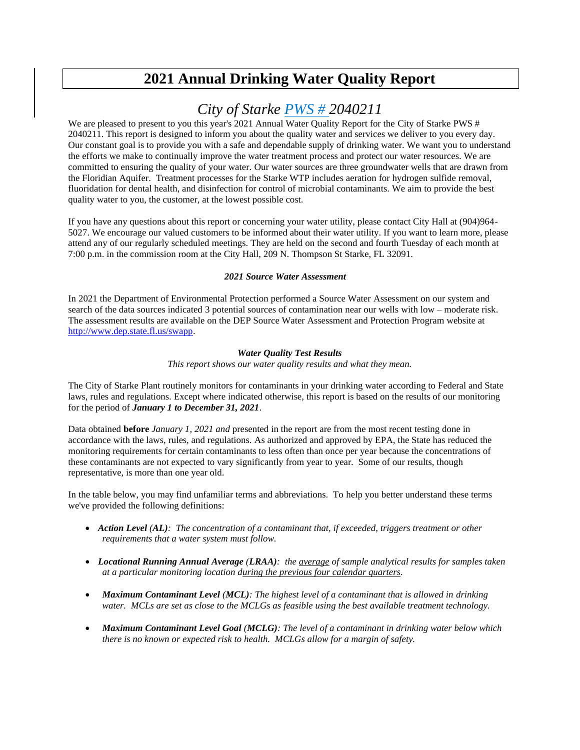# 2021 Annual Drinking Water Quality Report

## *City of Starke PWS # 2040211*

We are pleased to present to you this year's 2021 Annual Water Quality Report for the City of Starke PWS # 2040211. This report is designed to inform you about the quality water and services we deliver to you every day. Our constant goal is to provide you with a safe and dependable supply of drinking water. We want you to understand the efforts we make to continually improve the water treatment process and protect our water resources. We are committed to ensuring the quality of your water. Our water sources are three groundwater wells that are drawn from the Floridian Aquifer. Treatment processes for the Starke WTP includes aeration for hydrogen sulfide removal, fluoridation for dental health, and disinfection for control of microbial contaminants. We aim to provide the best quality water to you, the customer, at the lowest possible cost.

If you have any questions about this report or concerning your water utility, please contact City Hall at (904)964-5027. We encourage our valued customers to be informed about their water utility. If you want to learn more, please attend any of our regularly scheduled meetings. They are held on the second and fourth Tuesday of each month at 7:00 p.m. in the commission room at the City Hall, 209 N. Thompson St Starke, FL 32091.

***2021 Source Water Assessment***

In 2021 the Department of Environmental Protection performed a Source Water Assessment on our system and search of the data sources indicated 3 potential sources of contamination near our wells with low – moderate risk. The assessment results are available on the DEP Source Water Assessment and Protection Program website at http://www.dep.state.fl.us/swapp.

***Water Quality Test Results***

*This report shows our water quality results and what they mean.*

The City of Starke Plant routinely monitors for contaminants in your drinking water according to Federal and State laws, rules and regulations. Except where indicated otherwise, this report is based on the results of our monitoring for the period of ***January 1 to December 31, 2021***.

Data obtained **before** *January 1, 2021 and* presented in the report are from the most recent testing done in accordance with the laws, rules, and regulations. As authorized and approved by EPA, the State has reduced the monitoring requirements for certain contaminants to less often than once per year because the concentrations of these contaminants are not expected to vary significantly from year to year. Some of our results, though representative, is more than one year old.

In the table below, you may find unfamiliar terms and abbreviations. To help you better understand these terms we've provided the following definitions:

- ***Action Level (AL)****: The concentration of a contaminant that, if exceeded, triggers treatment or other requirements that a water system must follow.*
- ***Locational Running Annual Average (LRAA)****: the average of sample analytical results for samples taken at a particular monitoring location during the previous four calendar quarters.*
- ***Maximum Contaminant Level (MCL)****: The highest level of a contaminant that is allowed in drinking water. MCLs are set as close to the MCLGs as feasible using the best available treatment technology.*
- ***Maximum Contaminant Level Goal (MCLG)****: The level of a contaminant in drinking water below which there is no known or expected risk to health. MCLGs allow for a margin of safety.*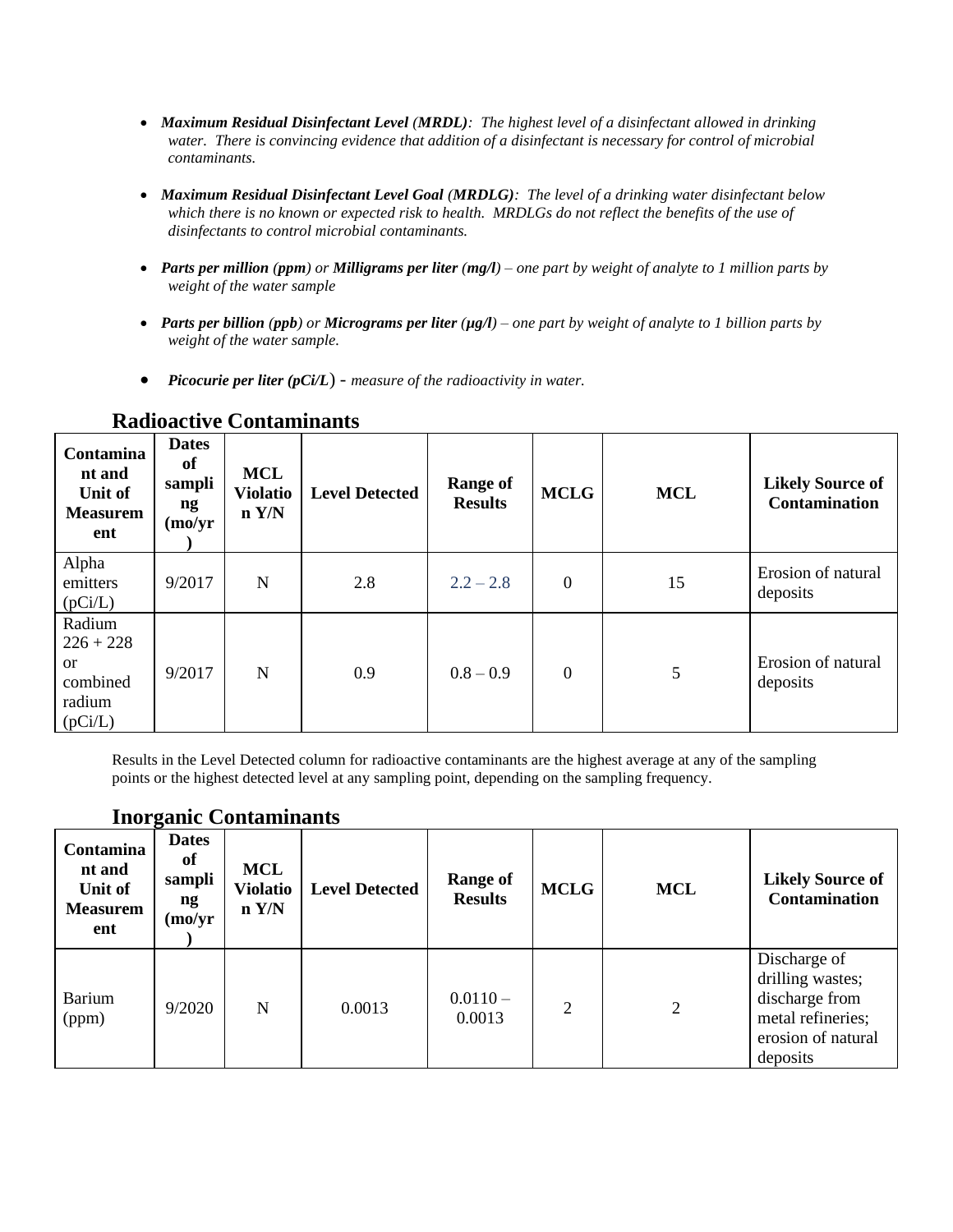- ***Maximum Residual Disinfectant Level (MRDL)****: The highest level of a disinfectant allowed in drinking water. There is convincing evidence that addition of a disinfectant is necessary for control of microbial contaminants.*

- ***Maximum Residual Disinfectant Level Goal (MRDLG)****: The level of a drinking water disinfectant below which there is no known or expected risk to health. MRDLGs do not reflect the benefits of the use of disinfectants to control microbial contaminants.*

- ***Parts per million (ppm)*** *or* ***Milligrams per liter (mg/l)*** *– one part by weight of analyte to 1 million parts by weight of the water sample*

- ***Parts per billion (ppb)*** *or* ***Micrograms per liter (µg/l)*** *– one part by weight of analyte to 1 billion parts by weight of the water sample.*

- ***Picocurie per liter (pCi/L)*** *- measure of the radioactivity in water.*

## Radioactive Contaminants

| Contaminant and Unit of Measurement | Dates of sampling (mo/yr) | MCL Violation Y/N | Level Detected | Range of Results | MCLG | MCL | Likely Source of Contamination |
|---|---|---|---|---|---|---|---|
| Alpha emitters (pCi/L) | 9/2017 | N | 2.8 | 2.2 – 2.8 | 0 | 15 | Erosion of natural deposits |
| Radium 226 + 228 or combined radium (pCi/L) | 9/2017 | N | 0.9 | 0.8 – 0.9 | 0 | 5 | Erosion of natural deposits |

Results in the Level Detected column for radioactive contaminants are the highest average at any of the sampling points or the highest detected level at any sampling point, depending on the sampling frequency.

## Inorganic Contaminants

| Contaminant and Unit of Measurement | Dates of sampling (mo/yr) | MCL Violation Y/N | Level Detected | Range of Results | MCLG | MCL | Likely Source of Contamination |
|---|---|---|---|---|---|---|---|
| Barium (ppm) | 9/2020 | N | 0.0013 | 0.0110 – 0.0013 | 2 | 2 | Discharge of drilling wastes; discharge from metal refineries; erosion of natural deposits |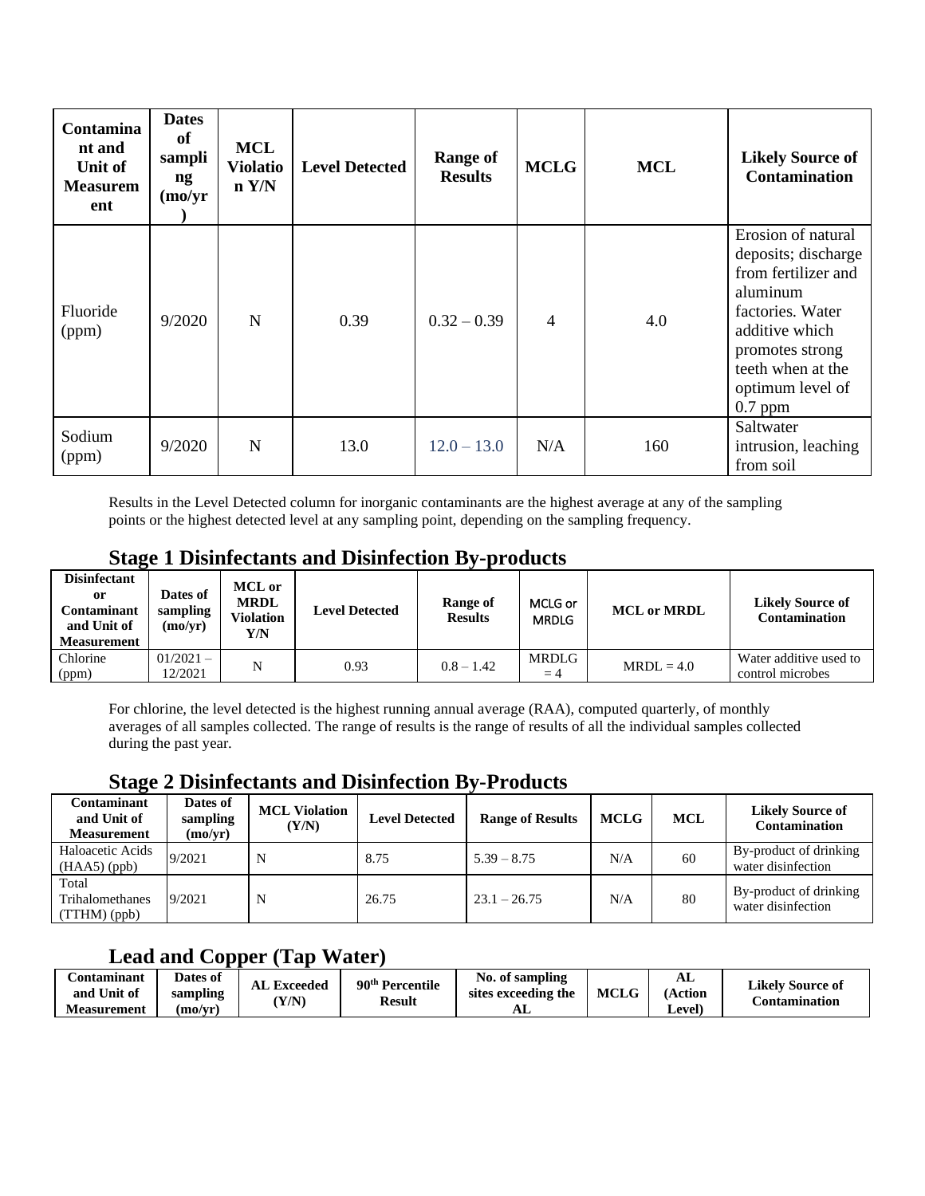| Contaminant and Unit of Measurement | Dates of sampling (mo/yr) | MCL Violation Y/N | Level Detected | Range of Results | MCLG | MCL | Likely Source of Contamination |
| --- | --- | --- | --- | --- | --- | --- | --- |
| Fluoride (ppm) | 9/2020 | N | 0.39 | 0.32 – 0.39 | 4 | 4.0 | Erosion of natural deposits; discharge from fertilizer and aluminum factories. Water additive which promotes strong teeth when at the optimum level of 0.7 ppm |
| Sodium (ppm) | 9/2020 | N | 13.0 | 12.0 – 13.0 | N/A | 160 | Saltwater intrusion, leaching from soil |

Results in the Level Detected column for inorganic contaminants are the highest average at any of the sampling points or the highest detected level at any sampling point, depending on the sampling frequency.

## Stage 1 Disinfectants and Disinfection By-products

| Disinfectant or Contaminant and Unit of Measurement | Dates of sampling (mo/yr) | MCL or MRDL Violation Y/N | Level Detected | Range of Results | MCLG or MRDLG | MCL or MRDL | Likely Source of Contamination |
| --- | --- | --- | --- | --- | --- | --- | --- |
| Chlorine (ppm) | 01/2021 – 12/2021 | N | 0.93 | 0.8 – 1.42 | MRDLG = 4 | MRDL = 4.0 | Water additive used to control microbes |

For chlorine, the level detected is the highest running annual average (RAA), computed quarterly, of monthly averages of all samples collected. The range of results is the range of results of all the individual samples collected during the past year.

## Stage 2 Disinfectants and Disinfection By-Products

| Contaminant and Unit of Measurement | Dates of sampling (mo/yr) | MCL Violation (Y/N) | Level Detected | Range of Results | MCLG | MCL | Likely Source of Contamination |
| --- | --- | --- | --- | --- | --- | --- | --- |
| Haloacetic Acids (HAA5) (ppb) | 9/2021 | N | 8.75 | 5.39 – 8.75 | N/A | 60 | By-product of drinking water disinfection |
| Total Trihalomethanes (TTHM) (ppb) | 9/2021 | N | 26.75 | 23.1 – 26.75 | N/A | 80 | By-product of drinking water disinfection |

## Lead and Copper (Tap Water)

| Contaminant and Unit of Measurement | Dates of sampling (mo/yr) | AL Exceeded (Y/N) | 90th Percentile Result | No. of sampling sites exceeding the AL | MCLG | AL (Action Level) | Likely Source of Contamination |
| --- | --- | --- | --- | --- | --- | --- | --- |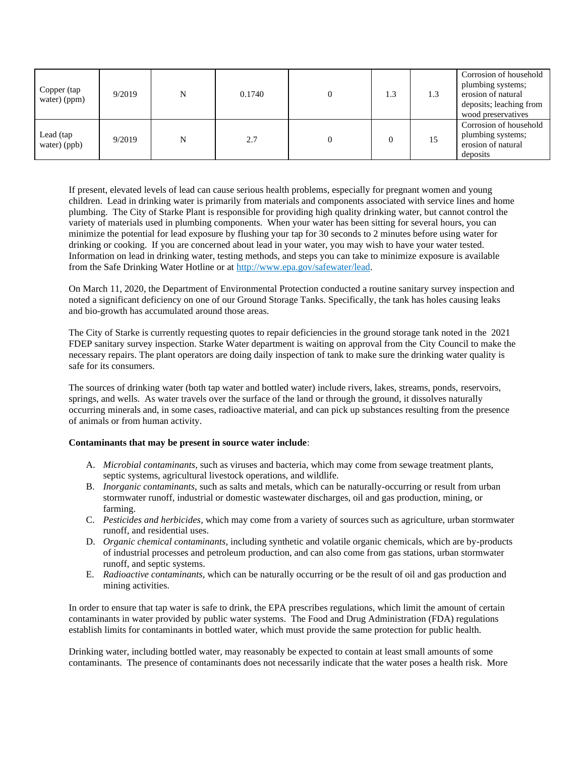| Copper (tap water) (ppm) | 9/2019 | N | 0.1740 | 0 | 1.3 | 1.3 | Corrosion of household plumbing systems; erosion of natural deposits; leaching from wood preservatives |
|---|---|---|---|---|---|---|---|
| Lead (tap water) (ppb) | 9/2019 | N | 2.7 | 0 | 0 | 15 | Corrosion of household plumbing systems; erosion of natural deposits |

If present, elevated levels of lead can cause serious health problems, especially for pregnant women and young children. Lead in drinking water is primarily from materials and components associated with service lines and home plumbing. The City of Starke Plant is responsible for providing high quality drinking water, but cannot control the variety of materials used in plumbing components. When your water has been sitting for several hours, you can minimize the potential for lead exposure by flushing your tap for 30 seconds to 2 minutes before using water for drinking or cooking. If you are concerned about lead in your water, you may wish to have your water tested. Information on lead in drinking water, testing methods, and steps you can take to minimize exposure is available from the Safe Drinking Water Hotline or at [http://www.epa.gov/safewater/lead](http://www.epa.gov/safewater/lead).

On March 11, 2020, the Department of Environmental Protection conducted a routine sanitary survey inspection and noted a significant deficiency on one of our Ground Storage Tanks. Specifically, the tank has holes causing leaks and bio-growth has accumulated around those areas.

The City of Starke is currently requesting quotes to repair deficiencies in the ground storage tank noted in the 2021 FDEP sanitary survey inspection. Starke Water department is waiting on approval from the City Council to make the necessary repairs. The plant operators are doing daily inspection of tank to make sure the drinking water quality is safe for its consumers.

The sources of drinking water (both tap water and bottled water) include rivers, lakes, streams, ponds, reservoirs, springs, and wells. As water travels over the surface of the land or through the ground, it dissolves naturally occurring minerals and, in some cases, radioactive material, and can pick up substances resulting from the presence of animals or from human activity.

**Contaminants that may be present in source water include**:

A. *Microbial contaminants*, such as viruses and bacteria, which may come from sewage treatment plants, septic systems, agricultural livestock operations, and wildlife.
B. *Inorganic contaminants*, such as salts and metals, which can be naturally-occurring or result from urban stormwater runoff, industrial or domestic wastewater discharges, oil and gas production, mining, or farming.
C. *Pesticides and herbicides*, which may come from a variety of sources such as agriculture, urban stormwater runoff, and residential uses.
D. *Organic chemical contaminants*, including synthetic and volatile organic chemicals, which are by-products of industrial processes and petroleum production, and can also come from gas stations, urban stormwater runoff, and septic systems.
E. *Radioactive contaminants*, which can be naturally occurring or be the result of oil and gas production and mining activities.

In order to ensure that tap water is safe to drink, the EPA prescribes regulations, which limit the amount of certain contaminants in water provided by public water systems. The Food and Drug Administration (FDA) regulations establish limits for contaminants in bottled water, which must provide the same protection for public health.

Drinking water, including bottled water, may reasonably be expected to contain at least small amounts of some contaminants. The presence of contaminants does not necessarily indicate that the water poses a health risk. More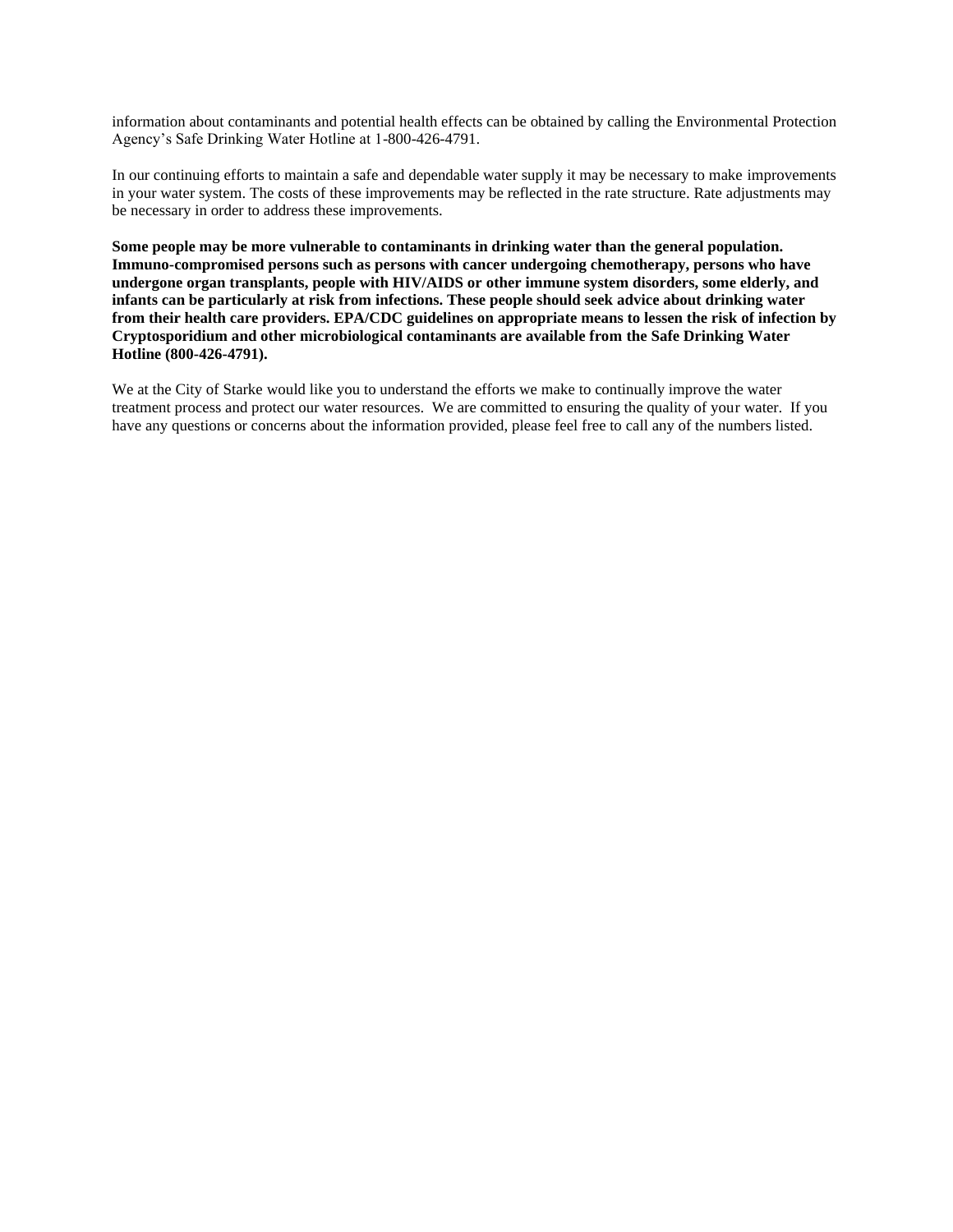information about contaminants and potential health effects can be obtained by calling the Environmental Protection Agency's Safe Drinking Water Hotline at 1-800-426-4791.

In our continuing efforts to maintain a safe and dependable water supply it may be necessary to make improvements in your water system. The costs of these improvements may be reflected in the rate structure. Rate adjustments may be necessary in order to address these improvements.

**Some people may be more vulnerable to contaminants in drinking water than the general population. Immuno-compromised persons such as persons with cancer undergoing chemotherapy, persons who have undergone organ transplants, people with HIV/AIDS or other immune system disorders, some elderly, and infants can be particularly at risk from infections. These people should seek advice about drinking water from their health care providers. EPA/CDC guidelines on appropriate means to lessen the risk of infection by Cryptosporidium and other microbiological contaminants are available from the Safe Drinking Water Hotline (800-426-4791).**

We at the City of Starke would like you to understand the efforts we make to continually improve the water treatment process and protect our water resources. We are committed to ensuring the quality of your water. If you have any questions or concerns about the information provided, please feel free to call any of the numbers listed.